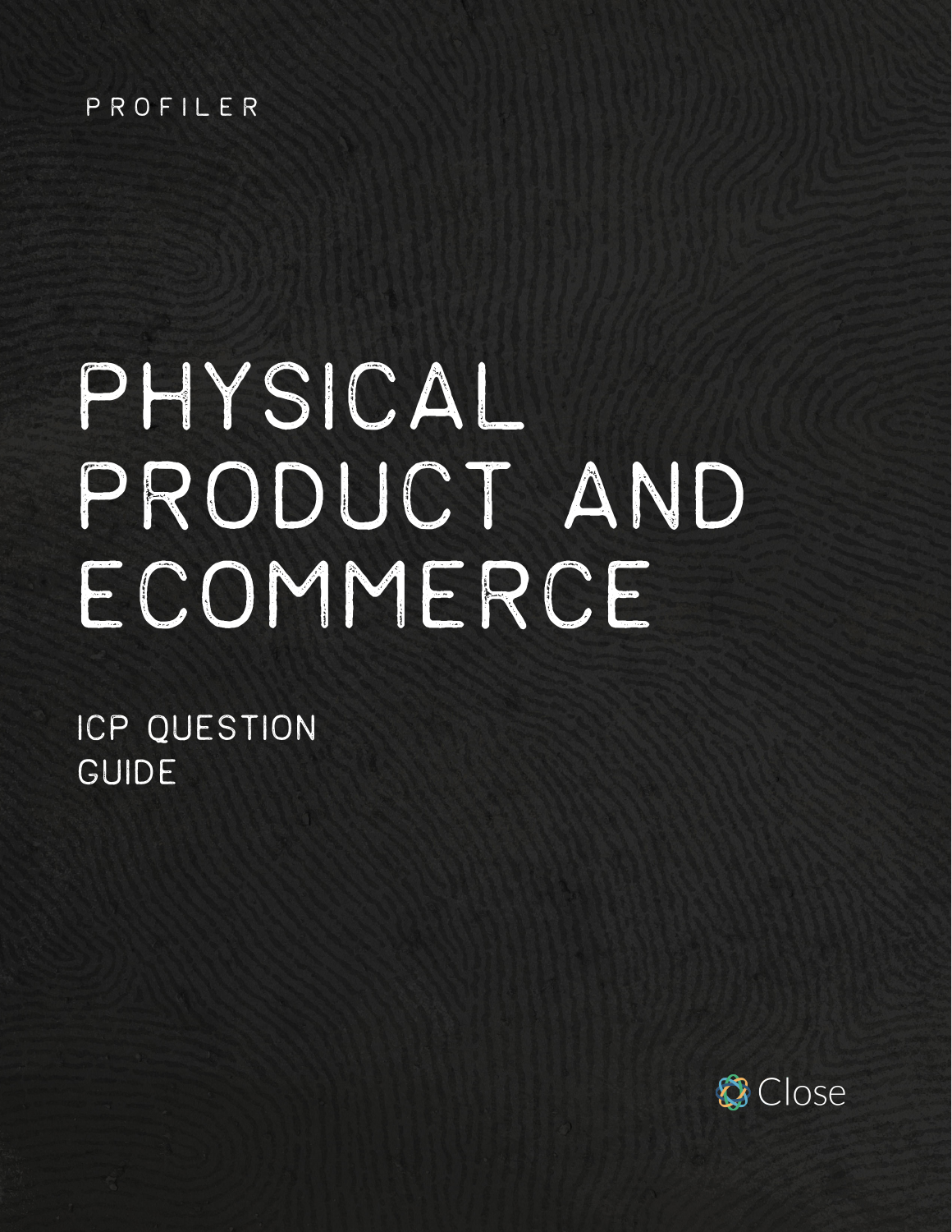PROFILER

# PHYSICAL PRODUCT AND ECOMMERCE

## ICP QUESTION GUIDE

Close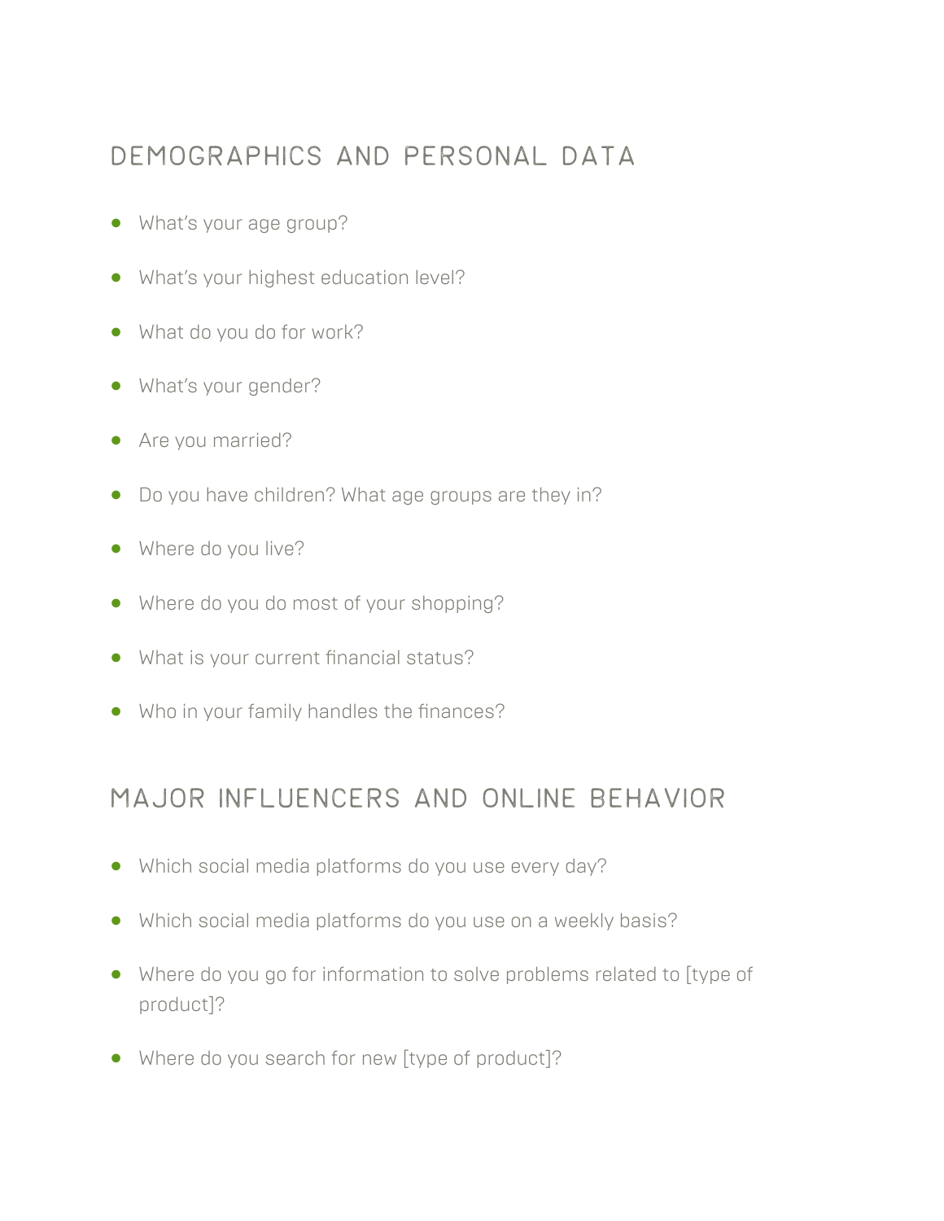## DEMOGRAPHICS AND PERSONAL DATA

- What's your age group?
- What's your highest education level?
- What do you do for work?
- What's your gender?
- Are you married?
- Do you have children? What age groups are they in?
- Where do you live?
- Where do you do most of your shopping?
- What is your current financial status?
- Who in your family handles the finances?

## MAJOR INFLUENCERS AND ONLINE BEHAVIOR

- Which social media platforms do you use every day?
- Which social media platforms do you use on a weekly basis?
- Where do you go for information to solve problems related to [type of product]?
- Where do you search for new [type of product]?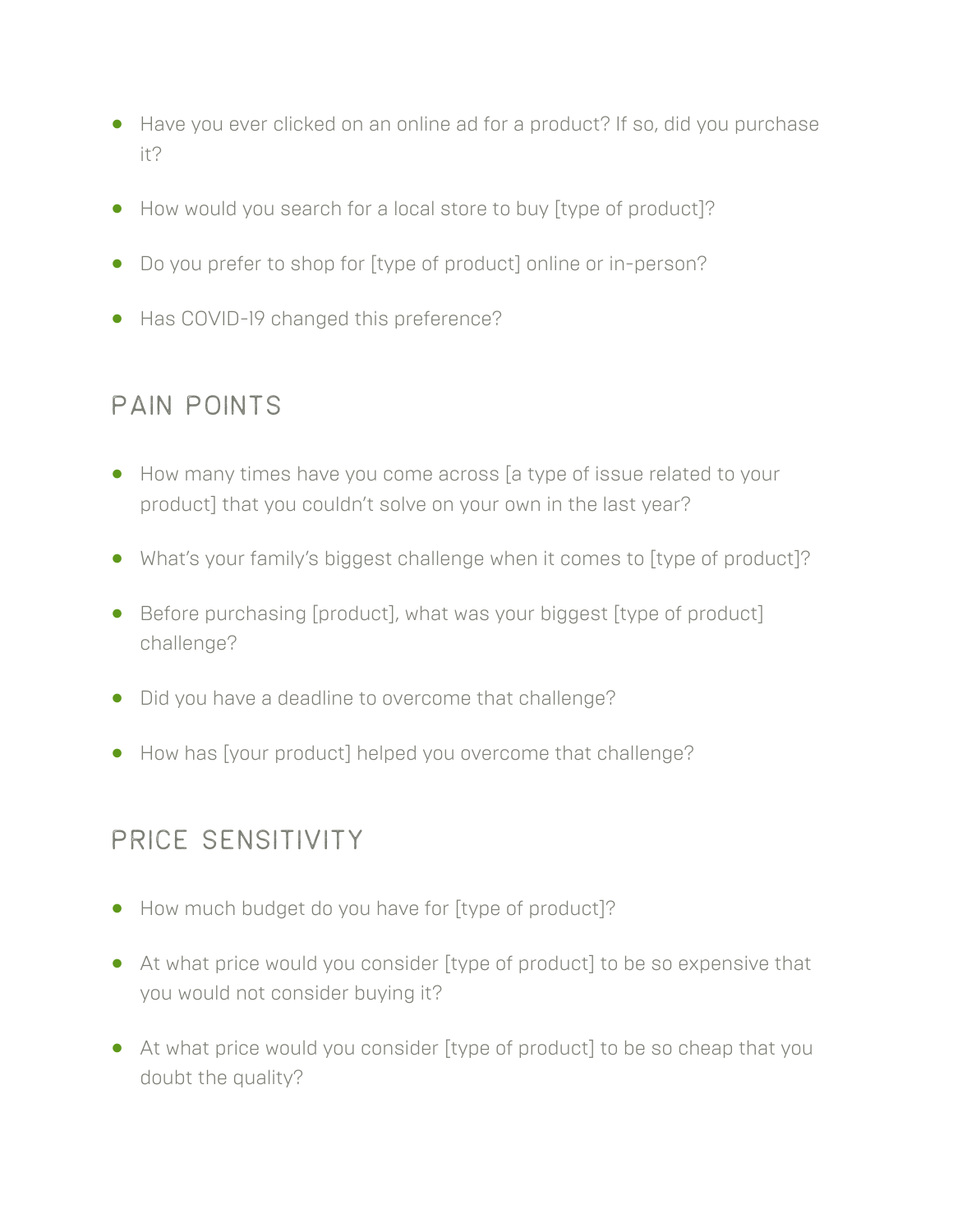- Have you ever clicked on an online ad for a product? If so, did you purchase it?
- How would you search for a local store to buy [type of product]?
- Do you prefer to shop for [type of product] online or in-person?
- Has COVID-19 changed this preference?

## PAIN POINTS

- How many times have you come across [a type of issue related to your product] that you couldn't solve on your own in the last year?
- What's your family's biggest challenge when it comes to [type of product]?
- Before purchasing [product], what was your biggest [type of product] challenge?
- Did you have a deadline to overcome that challenge?
- How has [your product] helped you overcome that challenge?

## PRICE SENSITIVITY

- How much budget do you have for [type of product]?
- At what price would you consider [type of product] to be so expensive that you would not consider buying it?
- At what price would you consider [type of product] to be so cheap that you doubt the quality?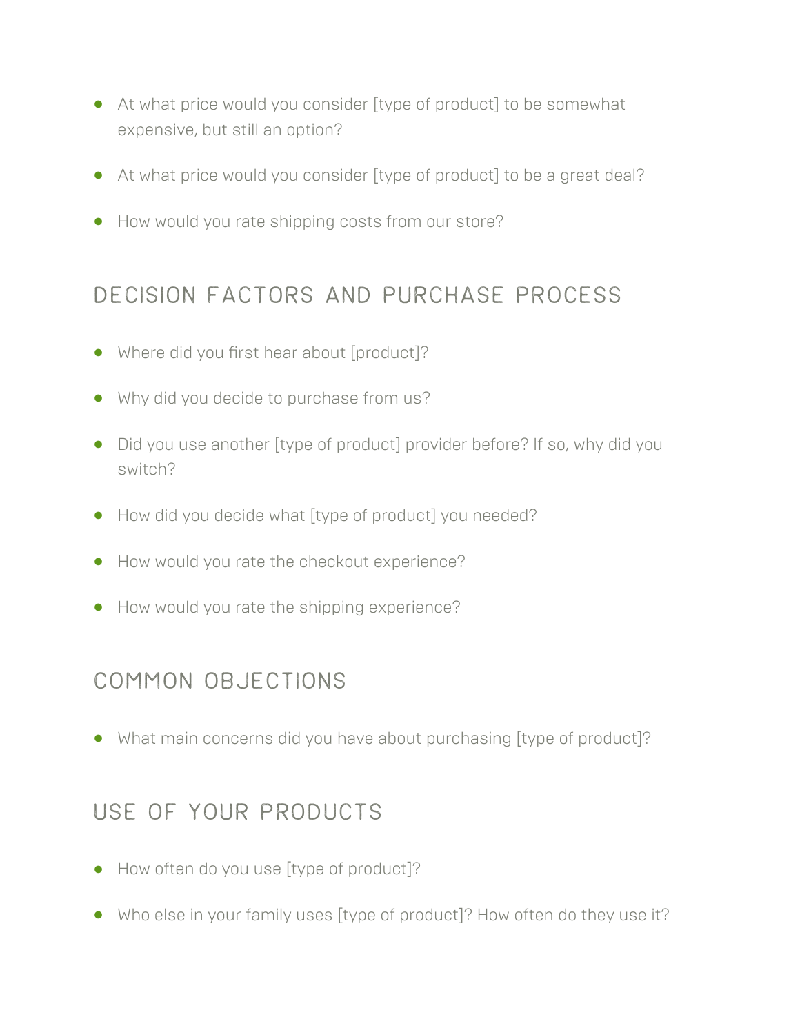- At what price would you consider [type of product] to be somewhat expensive, but still an option?
- At what price would you consider [type of product] to be a great deal?
- How would you rate shipping costs from our store?

## DECISION FACTORS AND PURCHASE PROCESS

- Where did you first hear about [product]?
- Why did you decide to purchase from us?
- Did you use another [type of product] provider before? If so, why did you switch?
- How did you decide what [type of product] you needed?
- How would you rate the checkout experience?
- How would you rate the shipping experience?

## COMMON OBJECTIONS

- What main concerns did you have about purchasing [type of product]?

## USE OF YOUR PRODUCTS

- How often do you use [type of product]?
- Who else in your family uses [type of product]? How often do they use it?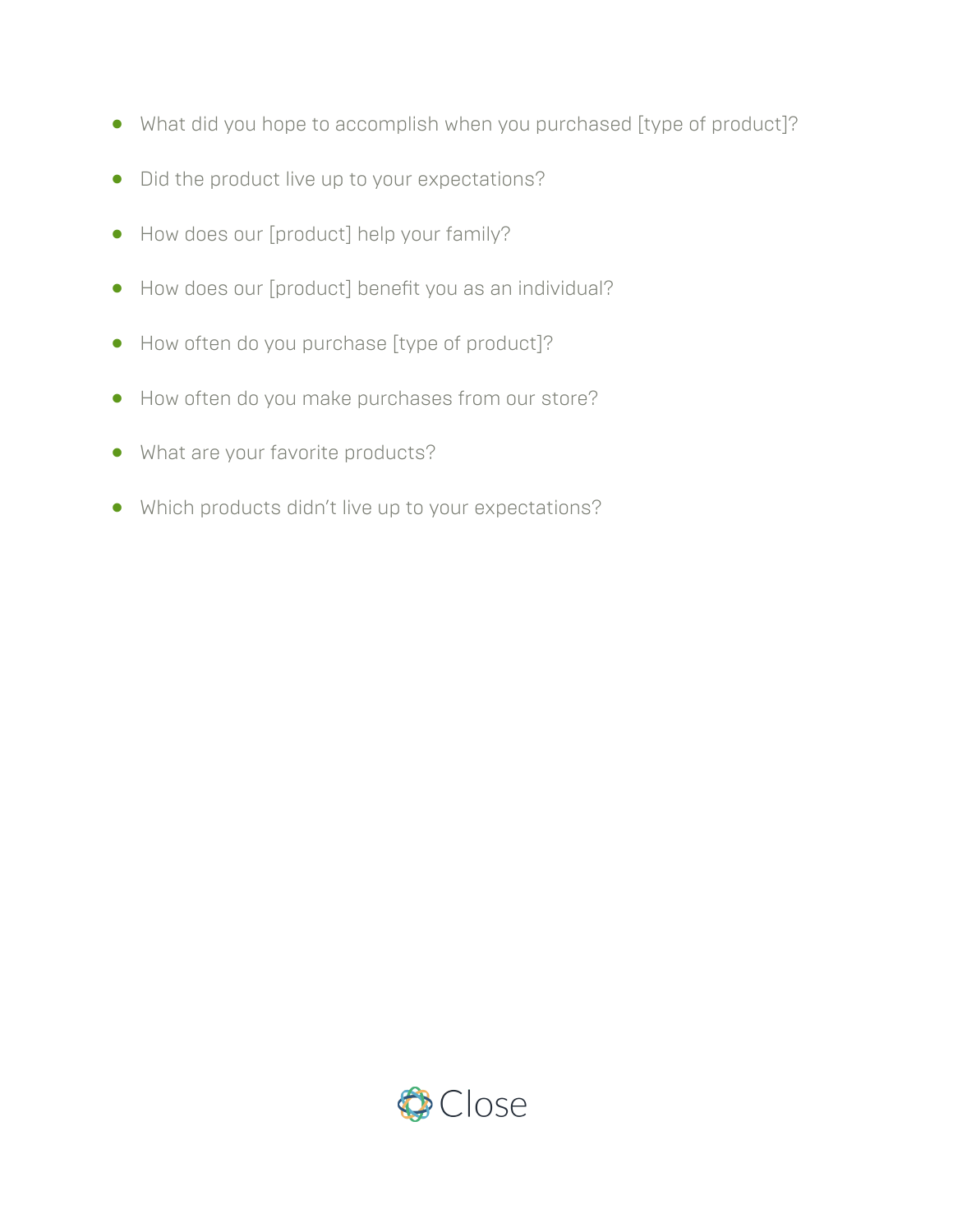- What did you hope to accomplish when you purchased [type of product]?
- Did the product live up to your expectations?
- How does our [product] help your family?
- How does our [product] benefit you as an individual?
- How often do you purchase [type of product]?
- How often do you make purchases from our store?
- What are your favorite products?
- Which products didn't live up to your expectations?